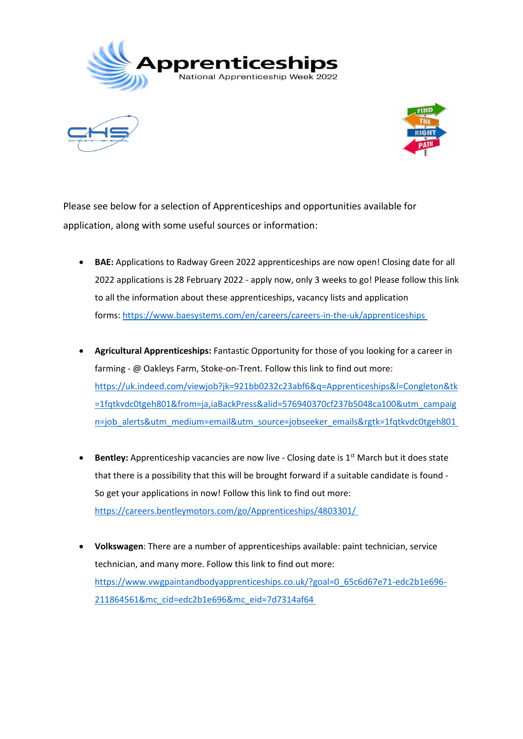# Apprenticeships

National Apprenticeship Week 2022

Please see below for a selection of Apprenticeships and opportunities available for application, along with some useful sources or information:

- **BAE:** Applications to Radway Green 2022 apprenticeships are now open! Closing date for all 2022 applications is 28 February 2022 - apply now, only 3 weeks to go! Please follow this link to all the information about these apprenticeships, vacancy lists and application forms: https://www.baesystems.com/en/careers/careers-in-the-uk/apprenticeships

- **Agricultural Apprenticeships:** Fantastic Opportunity for those of you looking for a career in farming - @ Oakleys Farm, Stoke-on-Trent. Follow this link to find out more: https://uk.indeed.com/viewjob?jk=921bb0232c23abf6&q=Apprenticeships&l=Congleton&tk=1fqtkvdc0tgeh801&from=ja,iaBackPress&alid=576940370cf237b5048ca100&utm_campaign=job_alerts&utm_medium=email&utm_source=jobseeker_emails&rgtk=1fqtkvdc0tgeh801

- **Bentley:** Apprenticeship vacancies are now live - Closing date is 1st March but it does state that there is a possibility that this will be brought forward if a suitable candidate is found - So get your applications in now! Follow this link to find out more: https://careers.bentleymotors.com/go/Apprenticeships/4803301/

- **Volkswagen**: There are a number of apprenticeships available: paint technician, service technician, and many more. Follow this link to find out more: https://www.vwgpaintandbodyapprenticeships.co.uk/?goal=0_65c6d67e71-edc2b1e696-211864561&mc_cid=edc2b1e696&mc_eid=7d7314af64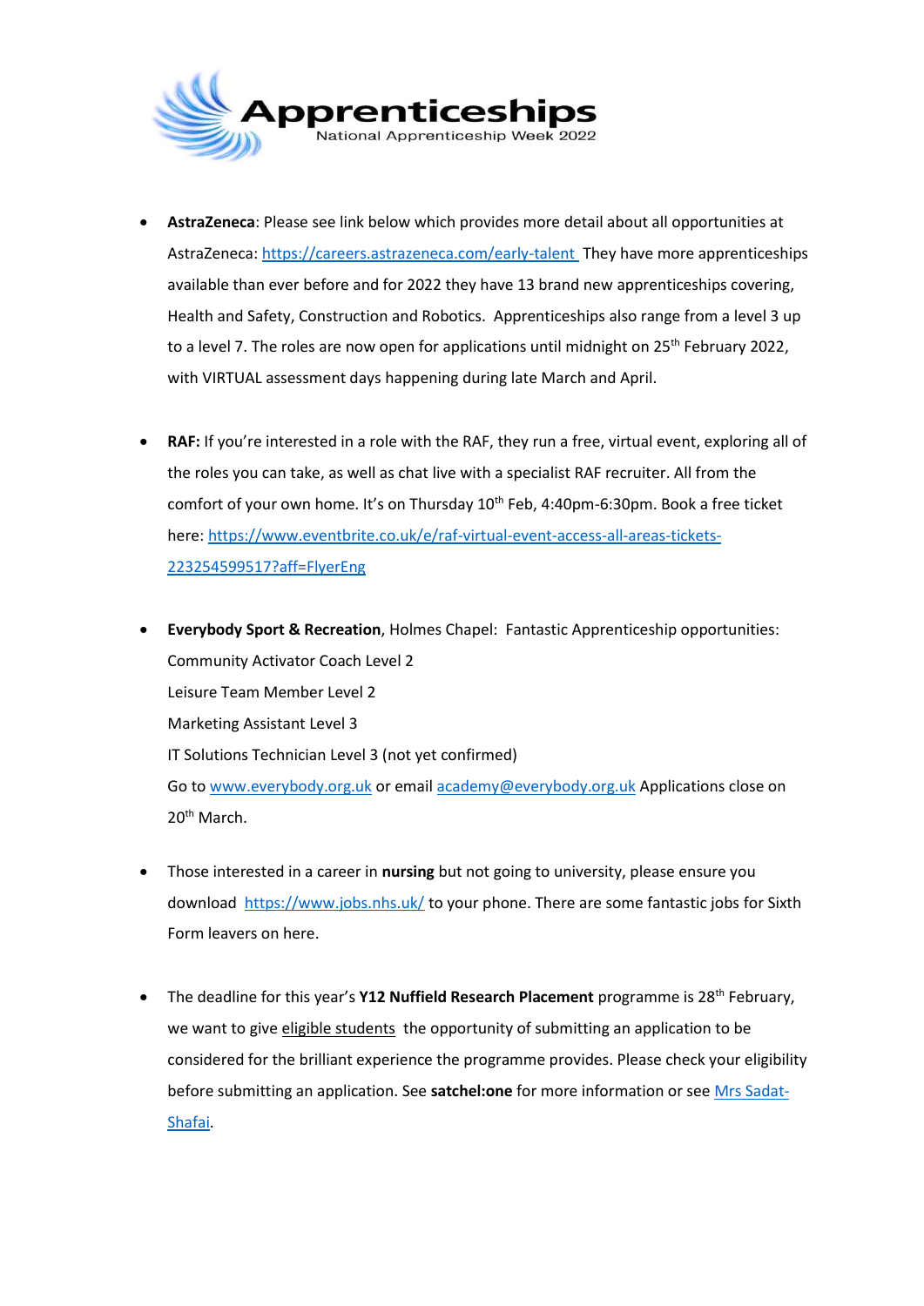# Apprenticeships

National Apprenticeship Week 2022

- **AstraZeneca**: Please see link below which provides more detail about all opportunities at AstraZeneca: https://careers.astrazeneca.com/early-talent They have more apprenticeships available than ever before and for 2022 they have 13 brand new apprenticeships covering, Health and Safety, Construction and Robotics. Apprenticeships also range from a level 3 up to a level 7. The roles are now open for applications until midnight on 25th February 2022, with VIRTUAL assessment days happening during late March and April.

- **RAF:** If you're interested in a role with the RAF, they run a free, virtual event, exploring all of the roles you can take, as well as chat live with a specialist RAF recruiter. All from the comfort of your own home. It's on Thursday 10th Feb, 4:40pm-6:30pm. Book a free ticket here: https://www.eventbrite.co.uk/e/raf-virtual-event-access-all-areas-tickets-223254599517?aff=FlyerEng

- **Everybody Sport & Recreation**, Holmes Chapel: Fantastic Apprenticeship opportunities:
  Community Activator Coach Level 2
  Leisure Team Member Level 2
  Marketing Assistant Level 3
  IT Solutions Technician Level 3 (not yet confirmed)
  Go to www.everybody.org.uk or email academy@everybody.org.uk Applications close on 20th March.

- Those interested in a career in **nursing** but not going to university, please ensure you download https://www.jobs.nhs.uk/ to your phone. There are some fantastic jobs for Sixth Form leavers on here.

- The deadline for this year's **Y12 Nuffield Research Placement** programme is 28th February, we want to give eligible students the opportunity of submitting an application to be considered for the brilliant experience the programme provides. Please check your eligibility before submitting an application. See **satchel:one** for more information or see Mrs Sadat-Shafai.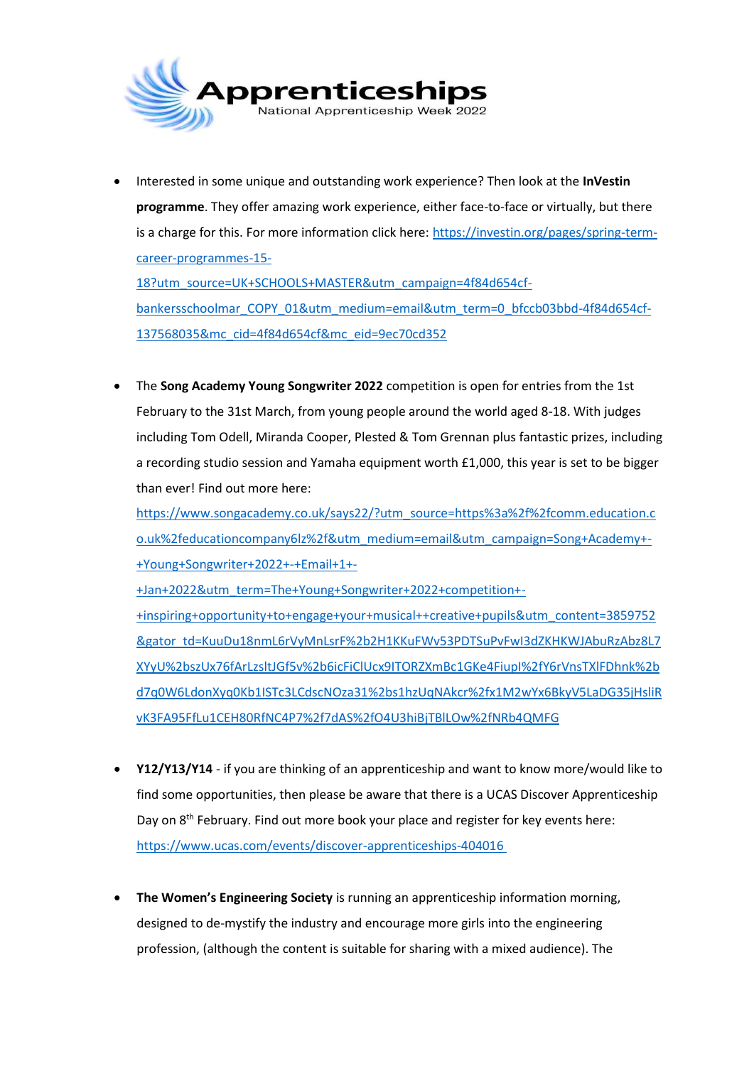# Apprenticeships
National Apprenticeship Week 2022

- Interested in some unique and outstanding work experience? Then look at the **InVestin programme**. They offer amazing work experience, either face-to-face or virtually, but there is a charge for this. For more information click here: https://investin.org/pages/spring-term-career-programmes-15-18?utm_source=UK+SCHOOLS+MASTER&utm_campaign=4f84d654cf-bankersschoolmar_COPY_01&utm_medium=email&utm_term=0_bfccb03bbd-4f84d654cf-137568035&mc_cid=4f84d654cf&mc_eid=9ec70cd352

- The **Song Academy Young Songwriter 2022** competition is open for entries from the 1st February to the 31st March, from young people around the world aged 8-18. With judges including Tom Odell, Miranda Cooper, Plested & Tom Grennan plus fantastic prizes, including a recording studio session and Yamaha equipment worth £1,000, this year is set to be bigger than ever! Find out more here: https://www.songacademy.co.uk/says22/?utm_source=https%3a%2f%2fcomm.education.co.uk%2feducationcompany6lz%2f&utm_medium=email&utm_campaign=Song+Academy+-+Young+Songwriter+2022+-+Email+1+-+Jan+2022&utm_term=The+Young+Songwriter+2022+competition+-+inspiring+opportunity+to+engage+your+musical++creative+pupils&utm_content=3859752&gator_td=KuuDu18nmL6rVyMnLsrF%2b2H1KKuFWv53PDTSuPvFwl3dZKHKWJAbuRzAbz8L7XYyU%2bszUx76fArLzsltJGf5v%2b6icFiClUcx9ITORZXmBc1GKe4FiupI%2fY6rVnsTXlFDhnk%2bd7q0W6LdonXyq0Kb1ISTc3LCdscNOza31%2bs1hzUqNAkcr%2fx1M2wYx6BkyV5LaDG35jHsliRvK3FA95FfLu1CEH80RfNC4P7%2f7dAS%2fO4U3hiBjTBlLOw%2fNRb4QMFG

- **Y12/Y13/Y14** - if you are thinking of an apprenticeship and want to know more/would like to find some opportunities, then please be aware that there is a UCAS Discover Apprenticeship Day on 8th February. Find out more book your place and register for key events here: https://www.ucas.com/events/discover-apprenticeships-404016

- **The Women's Engineering Society** is running an apprenticeship information morning, designed to de-mystify the industry and encourage more girls into the engineering profession, (although the content is suitable for sharing with a mixed audience). The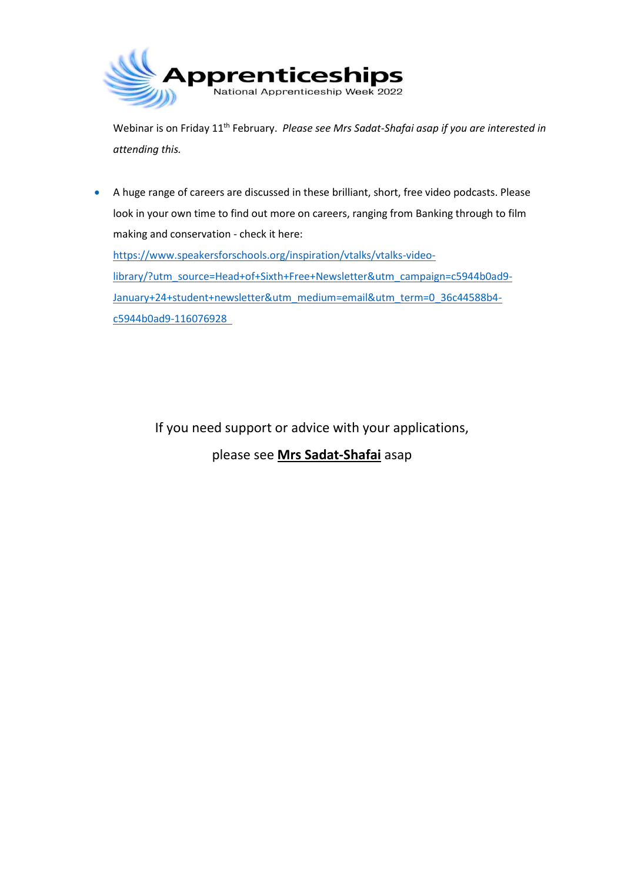# Apprenticeships

National Apprenticeship Week 2022

Webinar is on Friday 11th February. *Please see Mrs Sadat-Shafai asap if you are interested in attending this.*

- A huge range of careers are discussed in these brilliant, short, free video podcasts. Please look in your own time to find out more on careers, ranging from Banking through to film making and conservation - check it here: https://www.speakersforschools.org/inspiration/vtalks/vtalks-video-library/?utm_source=Head+of+Sixth+Free+Newsletter&utm_campaign=c5944b0ad9-January+24+student+newsletter&utm_medium=email&utm_term=0_36c44588b4-c5944b0ad9-116076928

If you need support or advice with your applications,

please see **Mrs Sadat-Shafai** asap